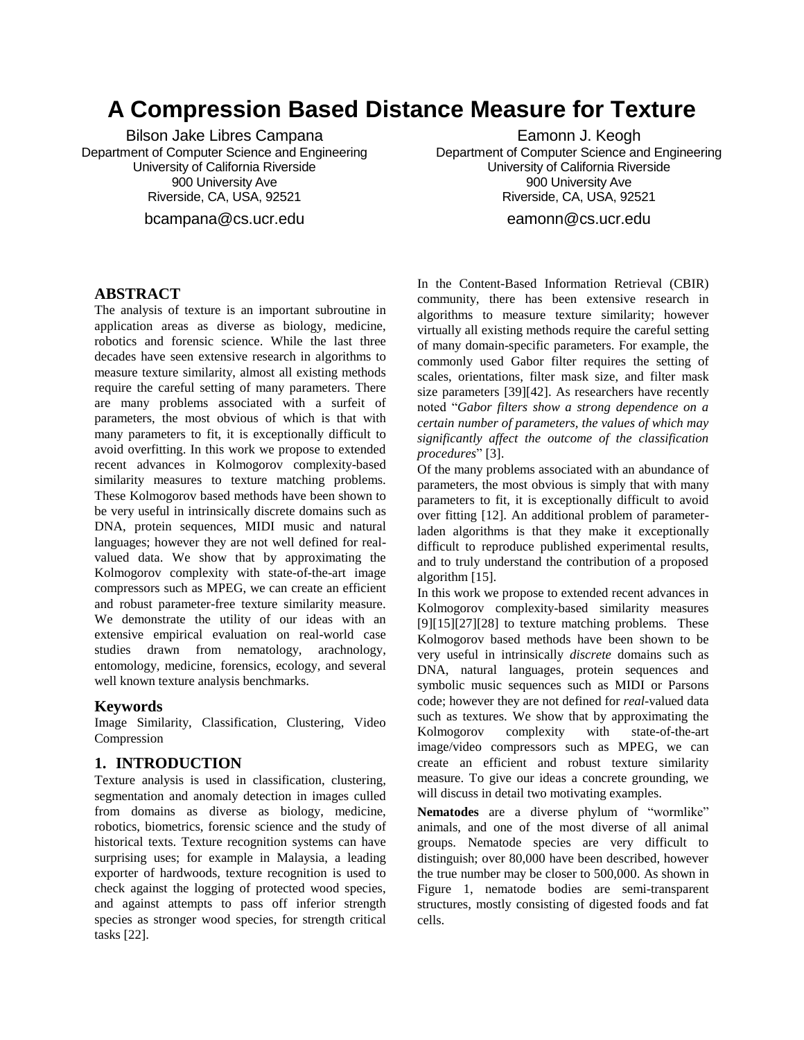# A Compression Based Distance Measure for Texture

Bilson Jake Libres Campana
Department of Computer Science and Engineering
University of California Riverside
900 University Ave
Riverside, CA, USA, 92521
bcampana@cs.ucr.edu

Eamonn J. Keogh
Department of Computer Science and Engineering
University of California Riverside
900 University Ave
Riverside, CA, USA, 92521
eamonn@cs.ucr.edu

## ABSTRACT

The analysis of texture is an important subroutine in application areas as diverse as biology, medicine, robotics and forensic science. While the last three decades have seen extensive research in algorithms to measure texture similarity, almost all existing methods require the careful setting of many parameters. There are many problems associated with a surfeit of parameters, the most obvious of which is that with many parameters to fit, it is exceptionally difficult to avoid overfitting. In this work we propose to extended recent advances in Kolmogorov complexity-based similarity measures to texture matching problems. These Kolmogorov based methods have been shown to be very useful in intrinsically discrete domains such as DNA, protein sequences, MIDI music and natural languages; however they are not well defined for real-valued data. We show that by approximating the Kolmogorov complexity with state-of-the-art image compressors such as MPEG, we can create an efficient and robust parameter-free texture similarity measure. We demonstrate the utility of our ideas with an extensive empirical evaluation on real-world case studies drawn from nematology, arachnology, entomology, medicine, forensics, ecology, and several well known texture analysis benchmarks.

### Keywords

Image Similarity, Classification, Clustering, Video Compression

## 1. INTRODUCTION

Texture analysis is used in classification, clustering, segmentation and anomaly detection in images culled from domains as diverse as biology, medicine, robotics, biometrics, forensic science and the study of historical texts. Texture recognition systems can have surprising uses; for example in Malaysia, a leading exporter of hardwoods, texture recognition is used to check against the logging of protected wood species, and against attempts to pass off inferior strength species as stronger wood species, for strength critical tasks [22].

In the Content-Based Information Retrieval (CBIR) community, there has been extensive research in algorithms to measure texture similarity; however virtually all existing methods require the careful setting of many domain-specific parameters. For example, the commonly used Gabor filter requires the setting of scales, orientations, filter mask size, and filter mask size parameters [39][42]. As researchers have recently noted "*Gabor filters show a strong dependence on a certain number of parameters, the values of which may significantly affect the outcome of the classification procedures*" [3].

Of the many problems associated with an abundance of parameters, the most obvious is simply that with many parameters to fit, it is exceptionally difficult to avoid over fitting [12]. An additional problem of parameter-laden algorithms is that they make it exceptionally difficult to reproduce published experimental results, and to truly understand the contribution of a proposed algorithm [15].

In this work we propose to extended recent advances in Kolmogorov complexity-based similarity measures [9][15][27][28] to texture matching problems. These Kolmogorov based methods have been shown to be very useful in intrinsically *discrete* domains such as DNA, natural languages, protein sequences and symbolic music sequences such as MIDI or Parsons code; however they are not defined for *real*-valued data such as textures. We show that by approximating the Kolmogorov complexity with state-of-the-art image/video compressors such as MPEG, we can create an efficient and robust texture similarity measure. To give our ideas a concrete grounding, we will discuss in detail two motivating examples.

**Nematodes** are a diverse phylum of "wormlike" animals, and one of the most diverse of all animal groups. Nematode species are very difficult to distinguish; over 80,000 have been described, however the true number may be closer to 500,000. As shown in Figure 1, nematode bodies are semi-transparent structures, mostly consisting of digested foods and fat cells.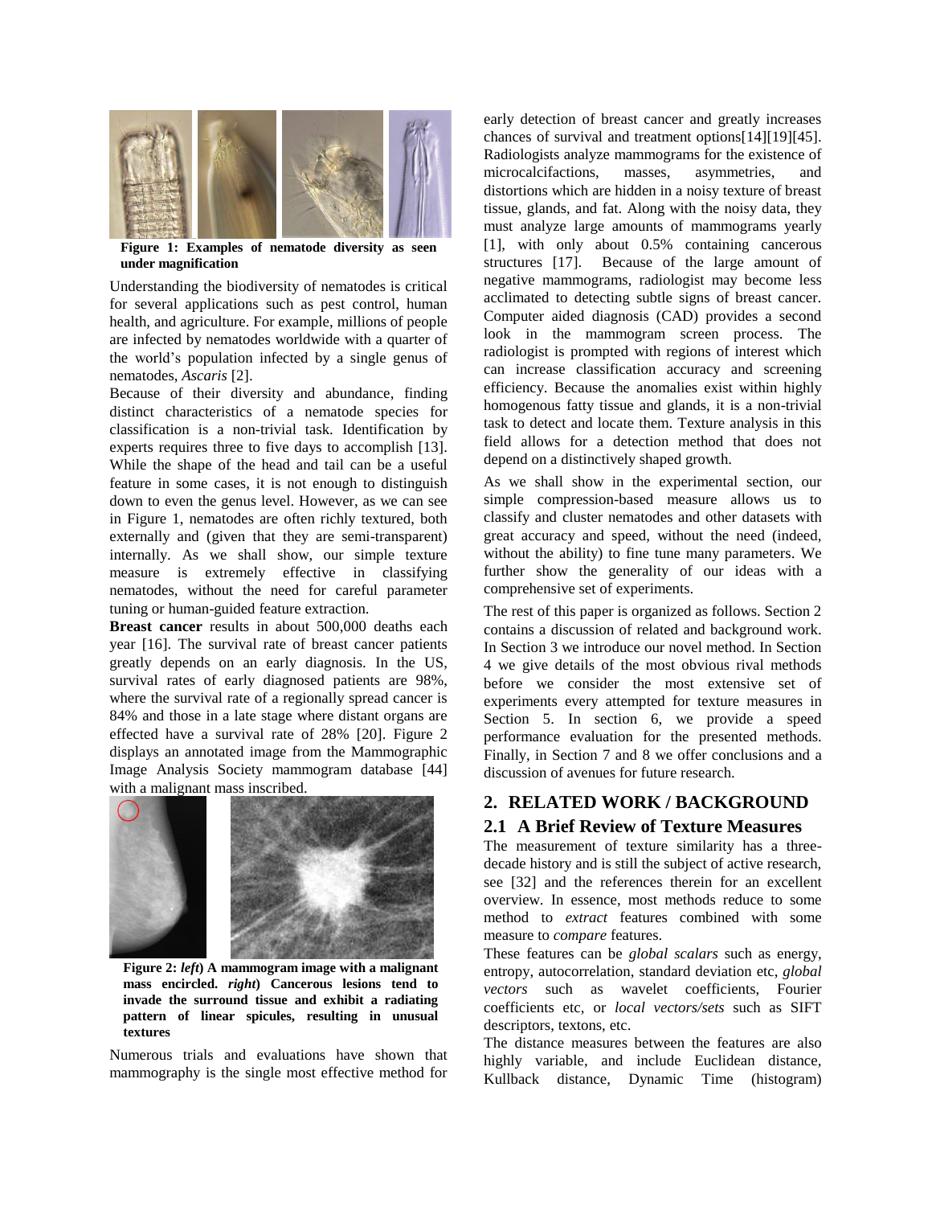**Figure 1: Examples of nematode diversity as seen under magnification**

Understanding the biodiversity of nematodes is critical for several applications such as pest control, human health, and agriculture. For example, millions of people are infected by nematodes worldwide with a quarter of the world's population infected by a single genus of nematodes, *Ascaris* [2].

Because of their diversity and abundance, finding distinct characteristics of a nematode species for classification is a non-trivial task. Identification by experts requires three to five days to accomplish [13]. While the shape of the head and tail can be a useful feature in some cases, it is not enough to distinguish down to even the genus level. However, as we can see in Figure 1, nematodes are often richly textured, both externally and (given that they are semi-transparent) internally. As we shall show, our simple texture measure is extremely effective in classifying nematodes, without the need for careful parameter tuning or human-guided feature extraction.

**Breast cancer** results in about 500,000 deaths each year [16]. The survival rate of breast cancer patients greatly depends on an early diagnosis. In the US, survival rates of early diagnosed patients are 98%, where the survival rate of a regionally spread cancer is 84% and those in a late stage where distant organs are effected have a survival rate of 28% [20]. Figure 2 displays an annotated image from the Mammographic Image Analysis Society mammogram database [44] with a malignant mass inscribed.

**Figure 2: *left*) A mammogram image with a malignant mass encircled. *right*) Cancerous lesions tend to invade the surround tissue and exhibit a radiating pattern of linear spicules, resulting in unusual textures**

Numerous trials and evaluations have shown that mammography is the single most effective method for early detection of breast cancer and greatly increases chances of survival and treatment options[14][19][45]. Radiologists analyze mammograms for the existence of microcalcifactions, masses, asymmetries, and distortions which are hidden in a noisy texture of breast tissue, glands, and fat. Along with the noisy data, they must analyze large amounts of mammograms yearly [1], with only about 0.5% containing cancerous structures [17]. Because of the large amount of negative mammograms, radiologist may become less acclimated to detecting subtle signs of breast cancer. Computer aided diagnosis (CAD) provides a second look in the mammogram screen process. The radiologist is prompted with regions of interest which can increase classification accuracy and screening efficiency. Because the anomalies exist within highly homogenous fatty tissue and glands, it is a non-trivial task to detect and locate them. Texture analysis in this field allows for a detection method that does not depend on a distinctively shaped growth.

As we shall show in the experimental section, our simple compression-based measure allows us to classify and cluster nematodes and other datasets with great accuracy and speed, without the need (indeed, without the ability) to fine tune many parameters. We further show the generality of our ideas with a comprehensive set of experiments.

The rest of this paper is organized as follows. Section 2 contains a discussion of related and background work. In Section 3 we introduce our novel method. In Section 4 we give details of the most obvious rival methods before we consider the most extensive set of experiments every attempted for texture measures in Section 5. In section 6, we provide a speed performance evaluation for the presented methods. Finally, in Section 7 and 8 we offer conclusions and a discussion of avenues for future research.

## 2. RELATED WORK / BACKGROUND

### 2.1 A Brief Review of Texture Measures

The measurement of texture similarity has a three-decade history and is still the subject of active research, see [32] and the references therein for an excellent overview. In essence, most methods reduce to some method to *extract* features combined with some measure to *compare* features.

These features can be *global scalars* such as energy, entropy, autocorrelation, standard deviation etc, *global vectors* such as wavelet coefficients, Fourier coefficients etc, or *local vectors/sets* such as SIFT descriptors, textons, etc.

The distance measures between the features are also highly variable, and include Euclidean distance, Kullback distance, Dynamic Time (histogram)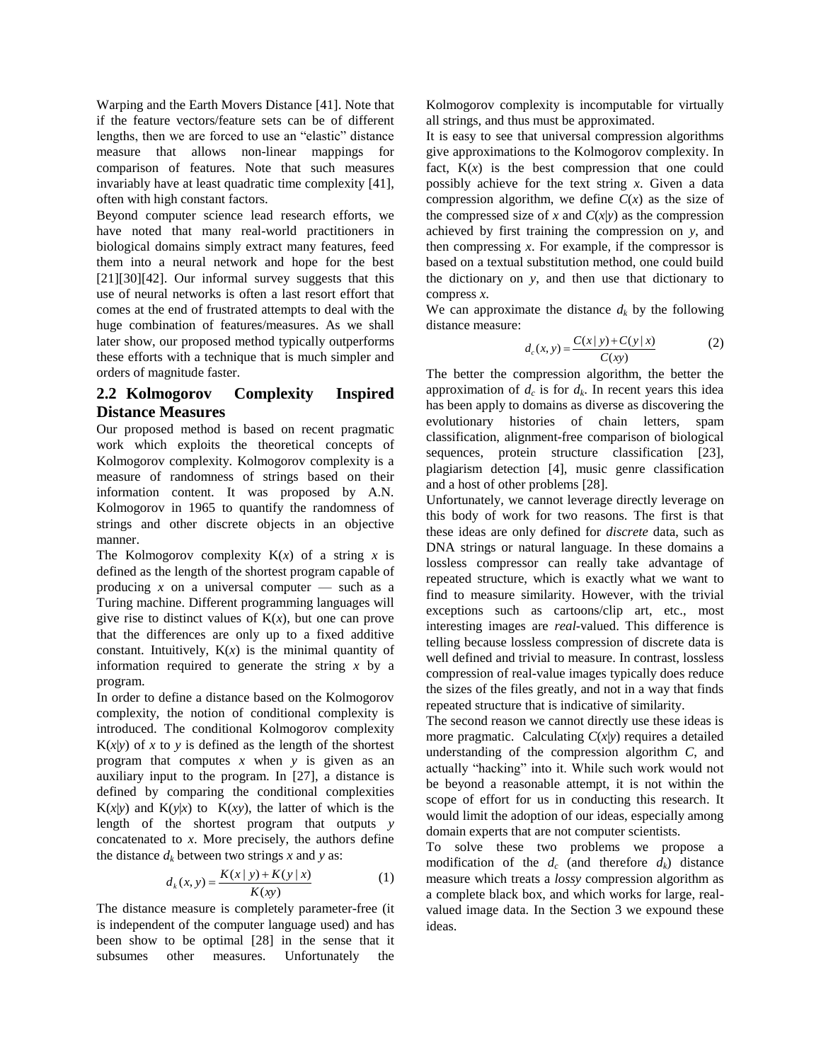Warping and the Earth Movers Distance [41]. Note that if the feature vectors/feature sets can be of different lengths, then we are forced to use an "elastic" distance measure that allows non-linear mappings for comparison of features. Note that such measures invariably have at least quadratic time complexity [41], often with high constant factors.

Beyond computer science lead research efforts, we have noted that many real-world practitioners in biological domains simply extract many features, feed them into a neural network and hope for the best [21][30][42]. Our informal survey suggests that this use of neural networks is often a last resort effort that comes at the end of frustrated attempts to deal with the huge combination of features/measures. As we shall later show, our proposed method typically outperforms these efforts with a technique that is much simpler and orders of magnitude faster.

## 2.2 Kolmogorov Complexity Inspired Distance Measures

Our proposed method is based on recent pragmatic work which exploits the theoretical concepts of Kolmogorov complexity. Kolmogorov complexity is a measure of randomness of strings based on their information content. It was proposed by A.N. Kolmogorov in 1965 to quantify the randomness of strings and other discrete objects in an objective manner.

The Kolmogorov complexity $K(x)$ of a string $x$ is defined as the length of the shortest program capable of producing $x$ on a universal computer — such as a Turing machine. Different programming languages will give rise to distinct values of $K(x)$, but one can prove that the differences are only up to a fixed additive constant. Intuitively, $K(x)$ is the minimal quantity of information required to generate the string $x$ by a program.

In order to define a distance based on the Kolmogorov complexity, the notion of conditional complexity is introduced. The conditional Kolmogorov complexity $K(x|y)$ of $x$ to $y$ is defined as the length of the shortest program that computes $x$ when $y$ is given as an auxiliary input to the program. In [27], a distance is defined by comparing the conditional complexities $K(x|y)$ and $K(y|x)$ to $K(xy)$, the latter of which is the length of the shortest program that outputs $y$ concatenated to $x$. More precisely, the authors define the distance $d_k$ between two strings $x$ and $y$ as:

$$d_k(x, y) = \frac{K(x \mid y) + K(y \mid x)}{K(xy)} \tag{1}$$

The distance measure is completely parameter-free (it is independent of the computer language used) and has been show to be optimal [28] in the sense that it subsumes other measures. Unfortunately the Kolmogorov complexity is incomputable for virtually all strings, and thus must be approximated.

It is easy to see that universal compression algorithms give approximations to the Kolmogorov complexity. In fact, $K(x)$ is the best compression that one could possibly achieve for the text string $x$. Given a data compression algorithm, we define $C(x)$ as the size of the compressed size of $x$ and $C(x|y)$ as the compression achieved by first training the compression on $y$, and then compressing $x$. For example, if the compressor is based on a textual substitution method, one could build the dictionary on $y$, and then use that dictionary to compress $x$.

We can approximate the distance $d_k$ by the following distance measure:

$$d_c(x, y) = \frac{C(x \mid y) + C(y \mid x)}{C(xy)} \tag{2}$$

The better the compression algorithm, the better the approximation of $d_c$ is for $d_k$. In recent years this idea has been apply to domains as diverse as discovering the evolutionary histories of chain letters, spam classification, alignment-free comparison of biological sequences, protein structure classification [23], plagiarism detection [4], music genre classification and a host of other problems [28].

Unfortunately, we cannot leverage directly leverage on this body of work for two reasons. The first is that these ideas are only defined for *discrete* data, such as DNA strings or natural language. In these domains a lossless compressor can really take advantage of repeated structure, which is exactly what we want to find to measure similarity. However, with the trivial exceptions such as cartoons/clip art, etc., most interesting images are *real*-valued. This difference is telling because lossless compression of discrete data is well defined and trivial to measure. In contrast, lossless compression of real-value images typically does reduce the sizes of the files greatly, and not in a way that finds repeated structure that is indicative of similarity.

The second reason we cannot directly use these ideas is more pragmatic. Calculating $C(x|y)$ requires a detailed understanding of the compression algorithm $C$, and actually "hacking" into it. While such work would not be beyond a reasonable attempt, it is not within the scope of effort for us in conducting this research. It would limit the adoption of our ideas, especially among domain experts that are not computer scientists.

To solve these two problems we propose a modification of the $d_c$ (and therefore $d_k$) distance measure which treats a *lossy* compression algorithm as a complete black box, and which works for large, real-valued image data. In the Section 3 we expound these ideas.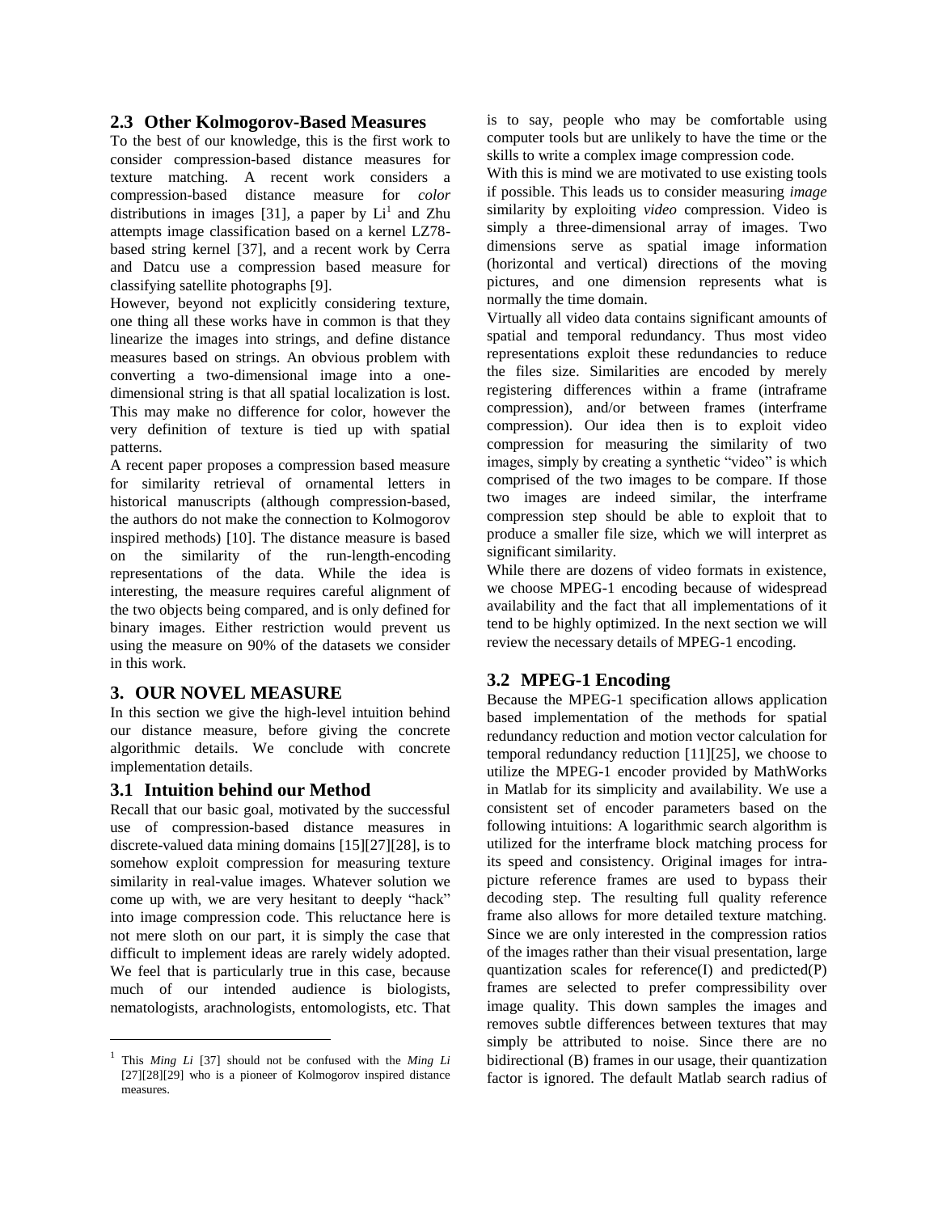## 2.3 Other Kolmogorov-Based Measures

To the best of our knowledge, this is the first work to consider compression-based distance measures for texture matching. A recent work considers a compression-based distance measure for *color* distributions in images [31], a paper by Li[1] and Zhu attempts image classification based on a kernel LZ78-based string kernel [37], and a recent work by Cerra and Datcu use a compression based measure for classifying satellite photographs [9].

However, beyond not explicitly considering texture, one thing all these works have in common is that they linearize the images into strings, and define distance measures based on strings. An obvious problem with converting a two-dimensional image into a one-dimensional string is that all spatial localization is lost. This may make no difference for color, however the very definition of texture is tied up with spatial patterns.

A recent paper proposes a compression based measure for similarity retrieval of ornamental letters in historical manuscripts (although compression-based, the authors do not make the connection to Kolmogorov inspired methods) [10]. The distance measure is based on the similarity of the run-length-encoding representations of the data. While the idea is interesting, the measure requires careful alignment of the two objects being compared, and is only defined for binary images. Either restriction would prevent us using the measure on 90% of the datasets we consider in this work.

# 3. OUR NOVEL MEASURE

In this section we give the high-level intuition behind our distance measure, before giving the concrete algorithmic details. We conclude with concrete implementation details.

## 3.1 Intuition behind our Method

Recall that our basic goal, motivated by the successful use of compression-based distance measures in discrete-valued data mining domains [15][27][28], is to somehow exploit compression for measuring texture similarity in real-value images. Whatever solution we come up with, we are very hesitant to deeply "hack" into image compression code. This reluctance here is not mere sloth on our part, it is simply the case that difficult to implement ideas are rarely widely adopted. We feel that is particularly true in this case, because much of our intended audience is biologists, nematologists, arachnologists, entomologists, etc. That is to say, people who may be comfortable using computer tools but are unlikely to have the time or the skills to write a complex image compression code.

With this is mind we are motivated to use existing tools if possible. This leads us to consider measuring *image* similarity by exploiting *video* compression. Video is simply a three-dimensional array of images. Two dimensions serve as spatial image information (horizontal and vertical) directions of the moving pictures, and one dimension represents what is normally the time domain.

Virtually all video data contains significant amounts of spatial and temporal redundancy. Thus most video representations exploit these redundancies to reduce the files size. Similarities are encoded by merely registering differences within a frame (intraframe compression), and/or between frames (interframe compression). Our idea then is to exploit video compression for measuring the similarity of two images, simply by creating a synthetic "video" is which comprised of the two images to be compare. If those two images are indeed similar, the interframe compression step should be able to exploit that to produce a smaller file size, which we will interpret as significant similarity.

While there are dozens of video formats in existence, we choose MPEG-1 encoding because of widespread availability and the fact that all implementations of it tend to be highly optimized. In the next section we will review the necessary details of MPEG-1 encoding.

## 3.2 MPEG-1 Encoding

Because the MPEG-1 specification allows application based implementation of the methods for spatial redundancy reduction and motion vector calculation for temporal redundancy reduction [11][25], we choose to utilize the MPEG-1 encoder provided by MathWorks in Matlab for its simplicity and availability. We use a consistent set of encoder parameters based on the following intuitions: A logarithmic search algorithm is utilized for the interframe block matching process for its speed and consistency. Original images for intra-picture reference frames are used to bypass their decoding step. The resulting full quality reference frame also allows for more detailed texture matching. Since we are only interested in the compression ratios of the images rather than their visual presentation, large quantization scales for reference(I) and predicted(P) frames are selected to prefer compressibility over image quality. This down samples the images and removes subtle differences between textures that may simply be attributed to noise. Since there are no bidirectional (B) frames in our usage, their quantization factor is ignored. The default Matlab search radius of

[1] This *Ming Li* [37] should not be confused with the *Ming Li* [27][28][29] who is a pioneer of Kolmogorov inspired distance measures.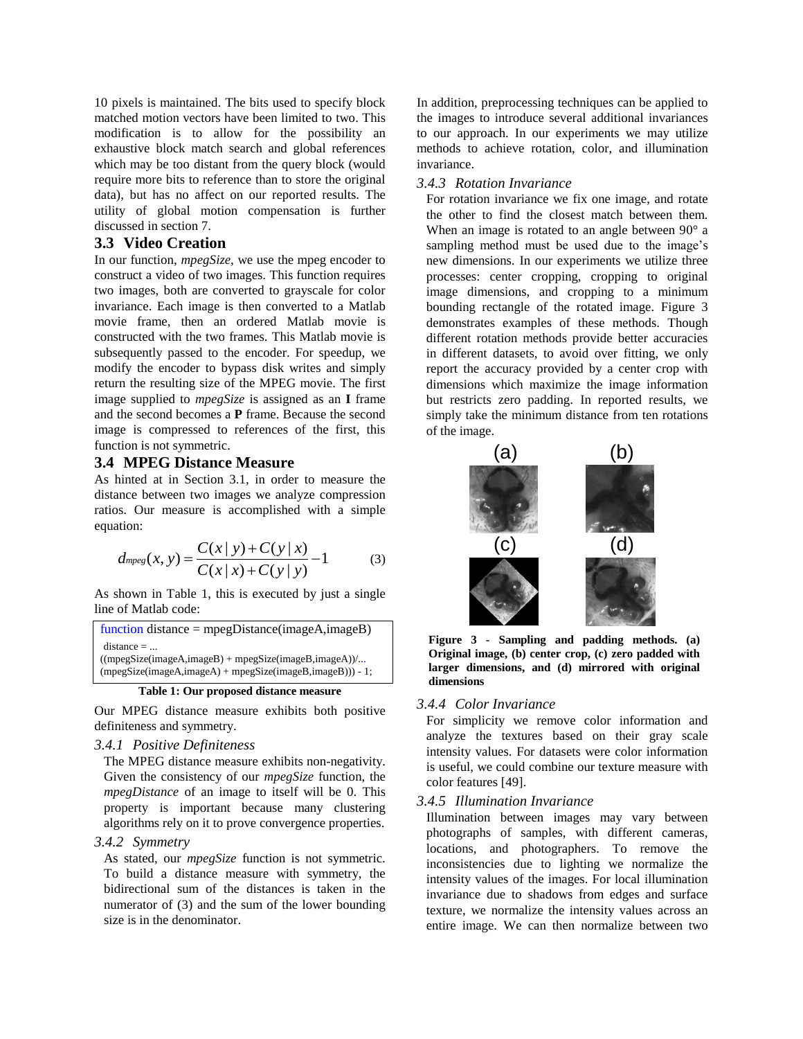10 pixels is maintained. The bits used to specify block matched motion vectors have been limited to two. This modification is to allow for the possibility an exhaustive block match search and global references which may be too distant from the query block (would require more bits to reference than to store the original data), but has no affect on our reported results. The utility of global motion compensation is further discussed in section 7.

## 3.3 Video Creation

In our function, *mpegSize*, we use the mpeg encoder to construct a video of two images. This function requires two images, both are converted to grayscale for color invariance. Each image is then converted to a Matlab movie frame, then an ordered Matlab movie is constructed with the two frames. This Matlab movie is subsequently passed to the encoder. For speedup, we modify the encoder to bypass disk writes and simply return the resulting size of the MPEG movie. The first image supplied to *mpegSize* is assigned as an **I** frame and the second becomes a **P** frame. Because the second image is compressed to references of the first, this function is not symmetric.

## 3.4 MPEG Distance Measure

As hinted at in Section 3.1, in order to measure the distance between two images we analyze compression ratios. Our measure is accomplished with a simple equation:

$$d_{mpeg}(x,y) = \frac{C(x \mid y) + C(y \mid x)}{C(x \mid x) + C(y \mid y)} - 1 \tag{3}$$

As shown in Table 1, this is executed by just a single line of Matlab code:

```
function distance = mpegDistance(imageA,imageB)
 distance = ...
((mpegSize(imageA,imageB) + mpegSize(imageB,imageA))/...
(mpegSize(imageA,imageA) + mpegSize(imageB,imageB))) - 1;
```

**Table 1: Our proposed distance measure**

Our MPEG distance measure exhibits both positive definiteness and symmetry.

### 3.4.1 *Positive Definiteness*

The MPEG distance measure exhibits non-negativity. Given the consistency of our *mpegSize* function, the *mpegDistance* of an image to itself will be 0. This property is important because many clustering algorithms rely on it to prove convergence properties.

### 3.4.2 *Symmetry*

As stated, our *mpegSize* function is not symmetric. To build a distance measure with symmetry, the bidirectional sum of the distances is taken in the numerator of (3) and the sum of the lower bounding size is in the denominator.

In addition, preprocessing techniques can be applied to the images to introduce several additional invariances to our approach. In our experiments we may utilize methods to achieve rotation, color, and illumination invariance.

### 3.4.3 *Rotation Invariance*

For rotation invariance we fix one image, and rotate the other to find the closest match between them. When an image is rotated to an angle between 90° a sampling method must be used due to the image's new dimensions. In our experiments we utilize three processes: center cropping, cropping to original image dimensions, and cropping to a minimum bounding rectangle of the rotated image. Figure 3 demonstrates examples of these methods. Though different rotation methods provide better accuracies in different datasets, to avoid over fitting, we only report the accuracy provided by a center crop with dimensions which maximize the image information but restricts zero padding. In reported results, we simply take the minimum distance from ten rotations of the image.

**Figure 3 - Sampling and padding methods. (a) Original image, (b) center crop, (c) zero padded with larger dimensions, and (d) mirrored with original dimensions**

### 3.4.4 *Color Invariance*

For simplicity we remove color information and analyze the textures based on their gray scale intensity values. For datasets were color information is useful, we could combine our texture measure with color features [49].

### 3.4.5 *Illumination Invariance*

Illumination between images may vary between photographs of samples, with different cameras, locations, and photographers. To remove the inconsistencies due to lighting we normalize the intensity values of the images. For local illumination invariance due to shadows from edges and surface texture, we normalize the intensity values across an entire image. We can then normalize between two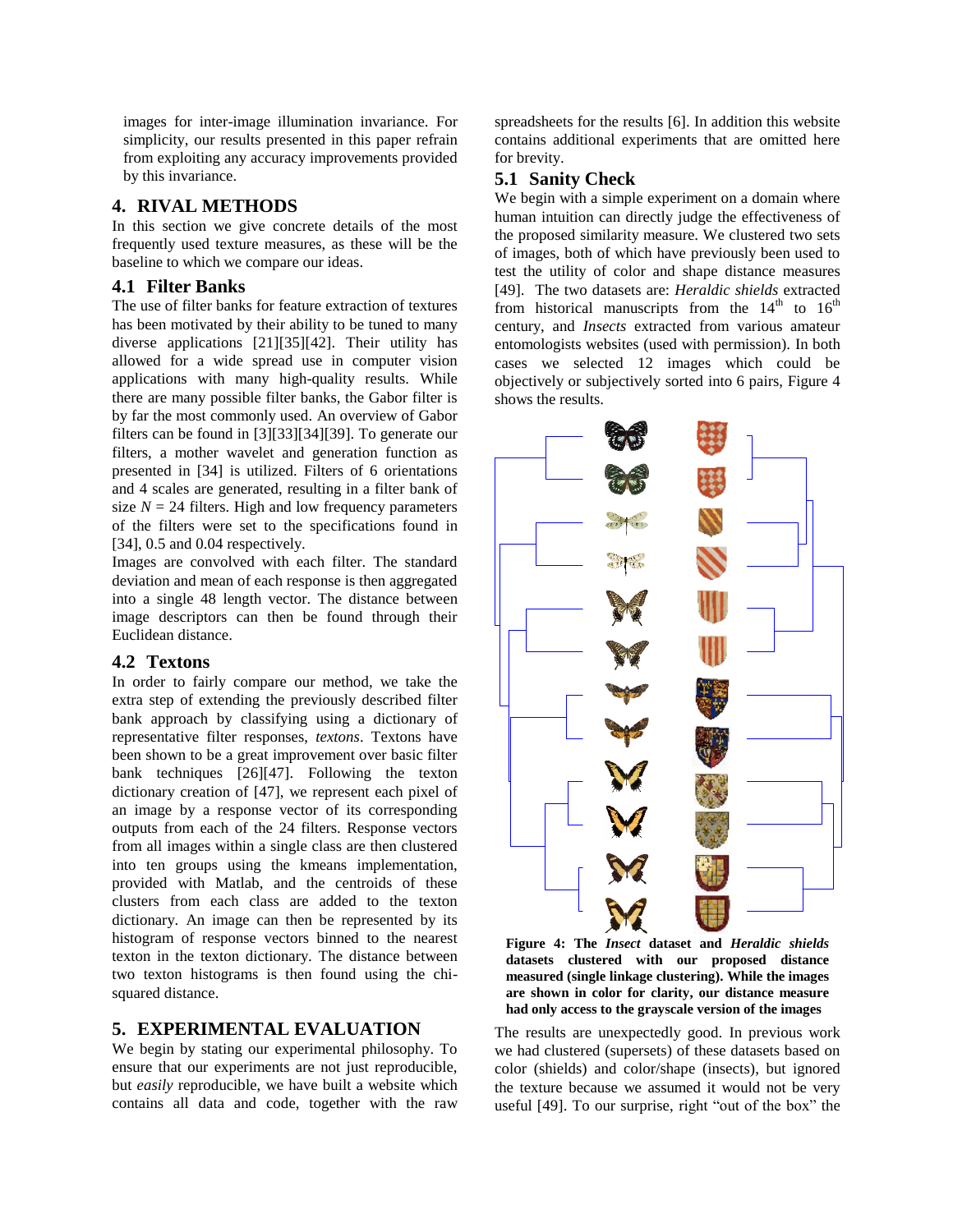images for inter-image illumination invariance. For simplicity, our results presented in this paper refrain from exploiting any accuracy improvements provided by this invariance.

## 4. RIVAL METHODS

In this section we give concrete details of the most frequently used texture measures, as these will be the baseline to which we compare our ideas.

### 4.1 Filter Banks

The use of filter banks for feature extraction of textures has been motivated by their ability to be tuned to many diverse applications [21][35][42]. Their utility has allowed for a wide spread use in computer vision applications with many high-quality results. While there are many possible filter banks, the Gabor filter is by far the most commonly used. An overview of Gabor filters can be found in [3][33][34][39]. To generate our filters, a mother wavelet and generation function as presented in [34] is utilized. Filters of 6 orientations and 4 scales are generated, resulting in a filter bank of size $N = 24$ filters. High and low frequency parameters of the filters were set to the specifications found in [34], 0.5 and 0.04 respectively.

Images are convolved with each filter. The standard deviation and mean of each response is then aggregated into a single 48 length vector. The distance between image descriptors can then be found through their Euclidean distance.

### 4.2 Textons

In order to fairly compare our method, we take the extra step of extending the previously described filter bank approach by classifying using a dictionary of representative filter responses, *textons*. Textons have been shown to be a great improvement over basic filter bank techniques [26][47]. Following the texton dictionary creation of [47], we represent each pixel of an image by a response vector of its corresponding outputs from each of the 24 filters. Response vectors from all images within a single class are then clustered into ten groups using the kmeans implementation, provided with Matlab, and the centroids of these clusters from each class are added to the texton dictionary. An image can then be represented by its histogram of response vectors binned to the nearest texton in the texton dictionary. The distance between two texton histograms is then found using the chi-squared distance.

## 5. EXPERIMENTAL EVALUATION

We begin by stating our experimental philosophy. To ensure that our experiments are not just reproducible, but *easily* reproducible, we have built a website which contains all data and code, together with the raw spreadsheets for the results [6]. In addition this website contains additional experiments that are omitted here for brevity.

### 5.1 Sanity Check

We begin with a simple experiment on a domain where human intuition can directly judge the effectiveness of the proposed similarity measure. We clustered two sets of images, both of which have previously been used to test the utility of color and shape distance measures [49]. The two datasets are: *Heraldic shields* extracted from historical manuscripts from the 14th to 16th century, and *Insects* extracted from various amateur entomologists websites (used with permission). In both cases we selected 12 images which could be objectively or subjectively sorted into 6 pairs, Figure 4 shows the results.

**Figure 4: The *Insect* dataset and *Heraldic shields* datasets clustered with our proposed distance measured (single linkage clustering). While the images are shown in color for clarity, our distance measure had only access to the grayscale version of the images**

The results are unexpectedly good. In previous work we had clustered (supersets) of these datasets based on color (shields) and color/shape (insects), but ignored the texture because we assumed it would not be very useful [49]. To our surprise, right "out of the box" the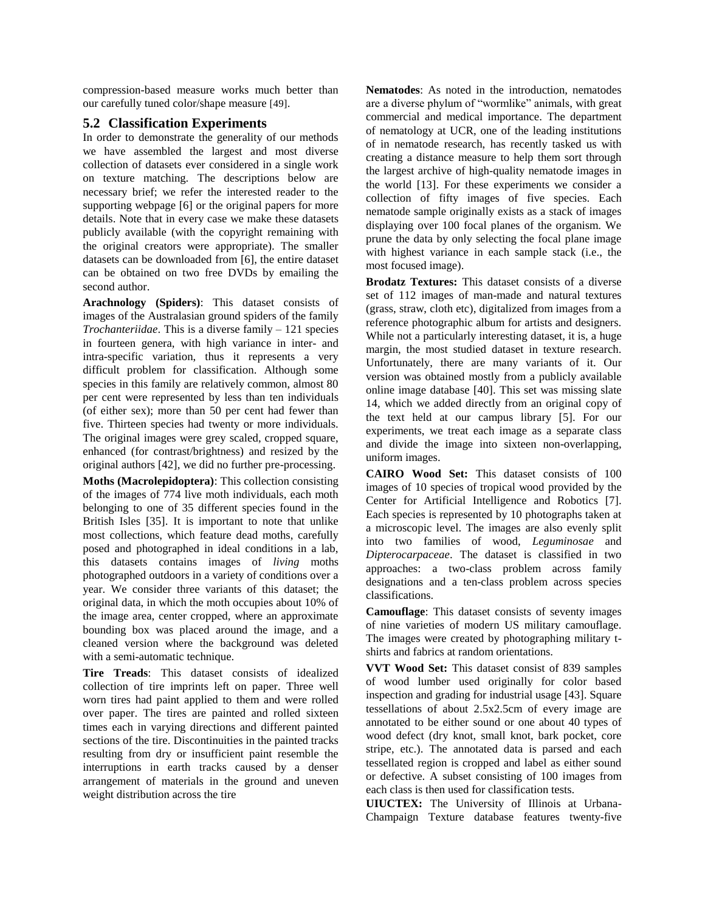compression-based measure works much better than our carefully tuned color/shape measure [49].

## 5.2 Classification Experiments

In order to demonstrate the generality of our methods we have assembled the largest and most diverse collection of datasets ever considered in a single work on texture matching. The descriptions below are necessary brief; we refer the interested reader to the supporting webpage [6] or the original papers for more details. Note that in every case we make these datasets publicly available (with the copyright remaining with the original creators were appropriate). The smaller datasets can be downloaded from [6], the entire dataset can be obtained on two free DVDs by emailing the second author.

**Arachnology (Spiders)**: This dataset consists of images of the Australasian ground spiders of the family *Trochanteriidae*. This is a diverse family – 121 species in fourteen genera, with high variance in inter- and intra-specific variation, thus it represents a very difficult problem for classification. Although some species in this family are relatively common, almost 80 per cent were represented by less than ten individuals (of either sex); more than 50 per cent had fewer than five. Thirteen species had twenty or more individuals. The original images were grey scaled, cropped square, enhanced (for contrast/brightness) and resized by the original authors [42], we did no further pre-processing.

**Moths (Macrolepidoptera)**: This collection consisting of the images of 774 live moth individuals, each moth belonging to one of 35 different species found in the British Isles [35]. It is important to note that unlike most collections, which feature dead moths, carefully posed and photographed in ideal conditions in a lab, this datasets contains images of *living* moths photographed outdoors in a variety of conditions over a year. We consider three variants of this dataset; the original data, in which the moth occupies about 10% of the image area, center cropped, where an approximate bounding box was placed around the image, and a cleaned version where the background was deleted with a semi-automatic technique.

**Tire Treads**: This dataset consists of idealized collection of tire imprints left on paper. Three well worn tires had paint applied to them and were rolled over paper. The tires are painted and rolled sixteen times each in varying directions and different painted sections of the tire. Discontinuities in the painted tracks resulting from dry or insufficient paint resemble the interruptions in earth tracks caused by a denser arrangement of materials in the ground and uneven weight distribution across the tire

**Nematodes**: As noted in the introduction, nematodes are a diverse phylum of "wormlike" animals, with great commercial and medical importance. The department of nematology at UCR, one of the leading institutions of in nematode research, has recently tasked us with creating a distance measure to help them sort through the largest archive of high-quality nematode images in the world [13]. For these experiments we consider a collection of fifty images of five species. Each nematode sample originally exists as a stack of images displaying over 100 focal planes of the organism. We prune the data by only selecting the focal plane image with highest variance in each sample stack (i.e., the most focused image).

**Brodatz Textures:** This dataset consists of a diverse set of 112 images of man-made and natural textures (grass, straw, cloth etc), digitalized from images from a reference photographic album for artists and designers. While not a particularly interesting dataset, it is, a huge margin, the most studied dataset in texture research. Unfortunately, there are many variants of it. Our version was obtained mostly from a publicly available online image database [40]. This set was missing slate 14, which we added directly from an original copy of the text held at our campus library [5]. For our experiments, we treat each image as a separate class and divide the image into sixteen non-overlapping, uniform images.

**CAIRO Wood Set:** This dataset consists of 100 images of 10 species of tropical wood provided by the Center for Artificial Intelligence and Robotics [7]. Each species is represented by 10 photographs taken at a microscopic level. The images are also evenly split into two families of wood, *Leguminosae* and *Dipterocarpaceae*. The dataset is classified in two approaches: a two-class problem across family designations and a ten-class problem across species classifications.

**Camouflage**: This dataset consists of seventy images of nine varieties of modern US military camouflage. The images were created by photographing military t-shirts and fabrics at random orientations.

**VVT Wood Set:** This dataset consist of 839 samples of wood lumber used originally for color based inspection and grading for industrial usage [43]. Square tessellations of about 2.5x2.5cm of every image are annotated to be either sound or one about 40 types of wood defect (dry knot, small knot, bark pocket, core stripe, etc.). The annotated data is parsed and each tessellated region is cropped and label as either sound or defective. A subset consisting of 100 images from each class is then used for classification tests.

**UIUCTEX:** The University of Illinois at Urbana-Champaign Texture database features twenty-five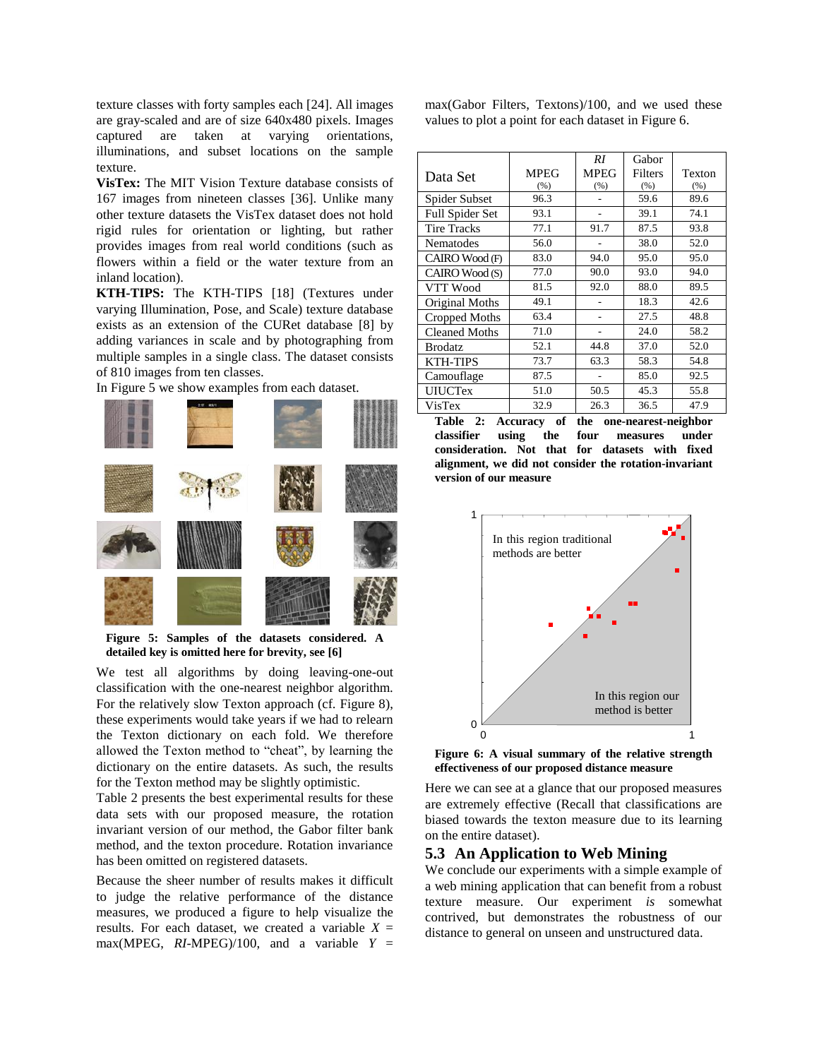texture classes with forty samples each [24]. All images are gray-scaled and are of size 640x480 pixels. Images captured are taken at varying orientations, illuminations, and subset locations on the sample texture.

**VisTex:** The MIT Vision Texture database consists of 167 images from nineteen classes [36]. Unlike many other texture datasets the VisTex dataset does not hold rigid rules for orientation or lighting, but rather provides images from real world conditions (such as flowers within a field or the water texture from an inland location).

**KTH-TIPS:** The KTH-TIPS [18] (Textures under varying Illumination, Pose, and Scale) texture database exists as an extension of the CUReт database [8] by adding variances in scale and by photographing from multiple samples in a single class. The dataset consists of 810 images from ten classes.

In Figure 5 we show examples from each dataset.

**Figure 5: Samples of the datasets considered. A detailed key is omitted here for brevity, see [6]**

We test all algorithms by doing leaving-one-out classification with the one-nearest neighbor algorithm. For the relatively slow Texton approach (cf. Figure 8), these experiments would take years if we had to relearn the Texton dictionary on each fold. We therefore allowed the Texton method to "cheat", by learning the dictionary on the entire datasets. As such, the results for the Texton method may be slightly optimistic.

Table 2 presents the best experimental results for these data sets with our proposed measure, the rotation invariant version of our method, the Gabor filter bank method, and the texton procedure. Rotation invariance has been omitted on registered datasets.

Because the sheer number of results makes it difficult to judge the relative performance of the distance measures, we produced a figure to help visualize the results. For each dataset, we created a variable $X$ = max(MPEG, *RI*-MPEG)/100, and a variable $Y$ = max(Gabor Filters, Textons)/100, and we used these values to plot a point for each dataset in Figure 6.

| Data Set | MPEG (%) | *RI* MPEG (%) | Gabor Filters (%) | Texton (%) |
|---|---|---|---|---|
| Spider Subset | 96.3 | - | 59.6 | 89.6 |
| Full Spider Set | 93.1 | - | 39.1 | 74.1 |
| Tire Tracks | 77.1 | 91.7 | 87.5 | 93.8 |
| Nematodes | 56.0 | - | 38.0 | 52.0 |
| CAIRO Wood (F) | 83.0 | 94.0 | 95.0 | 95.0 |
| CAIRO Wood (S) | 77.0 | 90.0 | 93.0 | 94.0 |
| VTT Wood | 81.5 | 92.0 | 88.0 | 89.5 |
| Original Moths | 49.1 | - | 18.3 | 42.6 |
| Cropped Moths | 63.4 | - | 27.5 | 48.8 |
| Cleaned Moths | 71.0 | - | 24.0 | 58.2 |
| Brodatz | 52.1 | 44.8 | 37.0 | 52.0 |
| KTH-TIPS | 73.7 | 63.3 | 58.3 | 54.8 |
| Camouflage | 87.5 | - | 85.0 | 92.5 |
| UIUCTex | 51.0 | 50.5 | 45.3 | 55.8 |
| VisTex | 32.9 | 26.3 | 36.5 | 47.9 |

**Table 2: Accuracy of the one-nearest-neighbor classifier using the four measures under consideration. Not that for datasets with fixed alignment, we did not consider the rotation-invariant version of our measure**

**Figure 6: A visual summary of the relative strength effectiveness of our proposed distance measure**

Here we can see at a glance that our proposed measures are extremely effective (Recall that classifications are biased towards the texton measure due to its learning on the entire dataset).

## 5.3 An Application to Web Mining

We conclude our experiments with a simple example of a web mining application that can benefit from a robust texture measure. Our experiment *is* somewhat contrived, but demonstrates the robustness of our distance to general on unseen and unstructured data.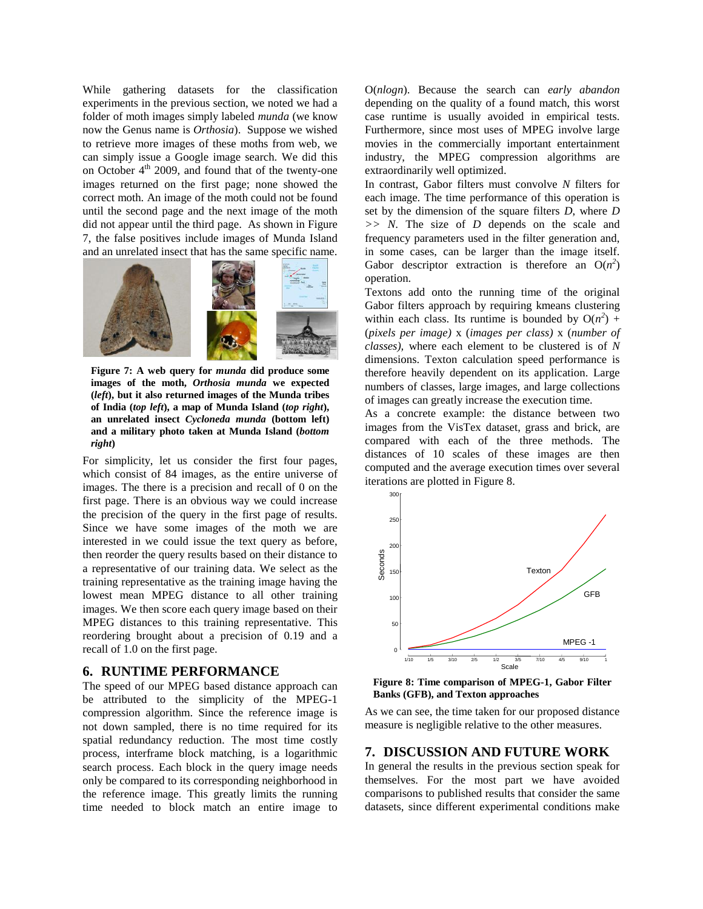While gathering datasets for the classification experiments in the previous section, we noted we had a folder of moth images simply labeled *munda* (we know now the Genus name is *Orthosia*). Suppose we wished to retrieve more images of these moths from web, we can simply issue a Google image search. We did this on October 4th 2009, and found that of the twenty-one images returned on the first page; none showed the correct moth. An image of the moth could not be found until the second page and the next image of the moth did not appear until the third page. As shown in Figure 7, the false positives include images of Munda Island and an unrelated insect that has the same specific name.

**Figure 7: A web query for *munda* did produce some images of the moth, *Orthosia munda* we expected (*left*), but it also returned images of the Munda tribes of India (*top left*), a map of Munda Island (*top right*), an unrelated insect *Cycloneda munda* (bottom left) and a military photo taken at Munda Island (*bottom right*)**

For simplicity, let us consider the first four pages, which consist of 84 images, as the entire universe of images. The there is a precision and recall of 0 on the first page. There is an obvious way we could increase the precision of the query in the first page of results. Since we have some images of the moth we are interested in we could issue the text query as before, then reorder the query results based on their distance to a representative of our training data. We select as the training representative as the training image having the lowest mean MPEG distance to all other training images. We then score each query image based on their MPEG distances to this training representative. This reordering brought about a precision of 0.19 and a recall of 1.0 on the first page.

## 6. RUNTIME PERFORMANCE

The speed of our MPEG based distance approach can be attributed to the simplicity of the MPEG-1 compression algorithm. Since the reference image is not down sampled, there is no time required for its spatial redundancy reduction. The most time costly process, interframe block matching, is a logarithmic search process. Each block in the query image needs only be compared to its corresponding neighborhood in the reference image. This greatly limits the running time needed to block match an entire image to O(*nlogn*). Because the search can *early abandon* depending on the quality of a found match, this worst case runtime is usually avoided in empirical tests. Furthermore, since most uses of MPEG involve large movies in the commercially important entertainment industry, the MPEG compression algorithms are extraordinarily well optimized.

In contrast, Gabor filters must convolve $N$ filters for each image. The time performance of this operation is set by the dimension of the square filters $D$, where $D >> N$. The size of $D$ depends on the scale and frequency parameters used in the filter generation and, in some cases, can be larger than the image itself. Gabor descriptor extraction is therefore an $O(n^2)$ operation.

Textons add onto the running time of the original Gabor filters approach by requiring kmeans clustering within each class. Its runtime is bounded by $O(n^2)$ + (*pixels per image*) x (*images per class*) x (*number of classes*), where each element to be clustered is of $N$ dimensions. Texton calculation speed performance is therefore heavily dependent on its application. Large numbers of classes, large images, and large collections of images can greatly increase the execution time.

As a concrete example: the distance between two images from the VisTex dataset, grass and brick, are compared with each of the three methods. The distances of 10 scales of these images are then computed and the average execution times over several iterations are plotted in Figure 8.

**Figure 8: Time comparison of MPEG-1, Gabor Filter Banks (GFB), and Texton approaches**

As we can see, the time taken for our proposed distance measure is negligible relative to the other measures.

## 7. DISCUSSION AND FUTURE WORK

In general the results in the previous section speak for themselves. For the most part we have avoided comparisons to published results that consider the same datasets, since different experimental conditions make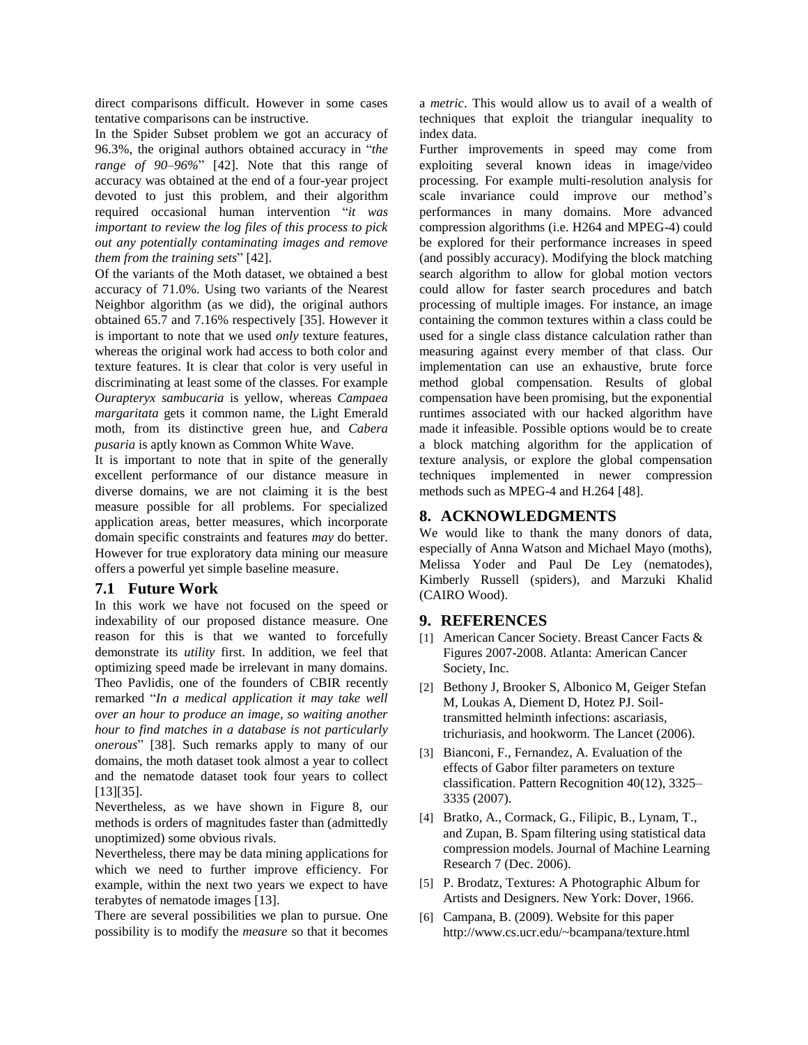direct comparisons difficult. However in some cases tentative comparisons can be instructive.

In the Spider Subset problem we got an accuracy of 96.3%, the original authors obtained accuracy in "*the range of 90–96%*" [42]. Note that this range of accuracy was obtained at the end of a four-year project devoted to just this problem, and their algorithm required occasional human intervention "*it was important to review the log files of this process to pick out any potentially contaminating images and remove them from the training sets*" [42].

Of the variants of the Moth dataset, we obtained a best accuracy of 71.0%. Using two variants of the Nearest Neighbor algorithm (as we did), the original authors obtained 65.7 and 7.16% respectively [35]. However it is important to note that we used *only* texture features, whereas the original work had access to both color and texture features. It is clear that color is very useful in discriminating at least some of the classes. For example *Ourapteryx sambucaria* is yellow, whereas *Campaea margaritata* gets it common name, the Light Emerald moth, from its distinctive green hue, and *Cabera pusaria* is aptly known as Common White Wave.

It is important to note that in spite of the generally excellent performance of our distance measure in diverse domains, we are not claiming it is the best measure possible for all problems. For specialized application areas, better measures, which incorporate domain specific constraints and features *may* do better. However for true exploratory data mining our measure offers a powerful yet simple baseline measure.

## 7.1 Future Work

In this work we have not focused on the speed or indexability of our proposed distance measure. One reason for this is that we wanted to forcefully demonstrate its *utility* first. In addition, we feel that optimizing speed made be irrelevant in many domains. Theo Pavlidis, one of the founders of CBIR recently remarked "*In a medical application it may take well over an hour to produce an image, so waiting another hour to find matches in a database is not particularly onerous*" [38]. Such remarks apply to many of our domains, the moth dataset took almost a year to collect and the nematode dataset took four years to collect [13][35].

Nevertheless, as we have shown in Figure 8, our methods is orders of magnitudes faster than (admittedly unoptimized) some obvious rivals.

Nevertheless, there may be data mining applications for which we need to further improve efficiency. For example, within the next two years we expect to have terabytes of nematode images [13].

There are several possibilities we plan to pursue. One possibility is to modify the *measure* so that it becomes a *metric*. This would allow us to avail of a wealth of techniques that exploit the triangular inequality to index data.

Further improvements in speed may come from exploiting several known ideas in image/video processing. For example multi-resolution analysis for scale invariance could improve our method's performances in many domains. More advanced compression algorithms (i.e. H264 and MPEG-4) could be explored for their performance increases in speed (and possibly accuracy). Modifying the block matching search algorithm to allow for global motion vectors could allow for faster search procedures and batch processing of multiple images. For instance, an image containing the common textures within a class could be used for a single class distance calculation rather than measuring against every member of that class. Our implementation can use an exhaustive, brute force method global compensation. Results of global compensation have been promising, but the exponential runtimes associated with our hacked algorithm have made it infeasible. Possible options would be to create a block matching algorithm for the application of texture analysis, or explore the global compensation techniques implemented in newer compression methods such as MPEG-4 and H.264 [48].

# 8. ACKNOWLEDGMENTS

We would like to thank the many donors of data, especially of Anna Watson and Michael Mayo (moths), Melissa Yoder and Paul De Ley (nematodes), Kimberly Russell (spiders), and Marzuki Khalid (CAIRO Wood).

# 9. REFERENCES

[1] American Cancer Society. Breast Cancer Facts & Figures 2007-2008. Atlanta: American Cancer Society, Inc.

[2] Bethony J, Brooker S, Albonico M, Geiger Stefan M, Loukas A, Diement D, Hotez PJ. Soil-transmitted helminth infections: ascariasis, trichuriasis, and hookworm. The Lancet (2006).

[3] Bianconi, F., Fernandez, A. Evaluation of the effects of Gabor filter parameters on texture classification. Pattern Recognition 40(12), 3325–3335 (2007).

[4] Bratko, A., Cormack, G., Filipic, B., Lynam, T., and Zupan, B. Spam filtering using statistical data compression models. Journal of Machine Learning Research 7 (Dec. 2006).

[5] P. Brodatz, Textures: A Photographic Album for Artists and Designers. New York: Dover, 1966.

[6] Campana, B. (2009). Website for this paper http://www.cs.ucr.edu/~bcampana/texture.html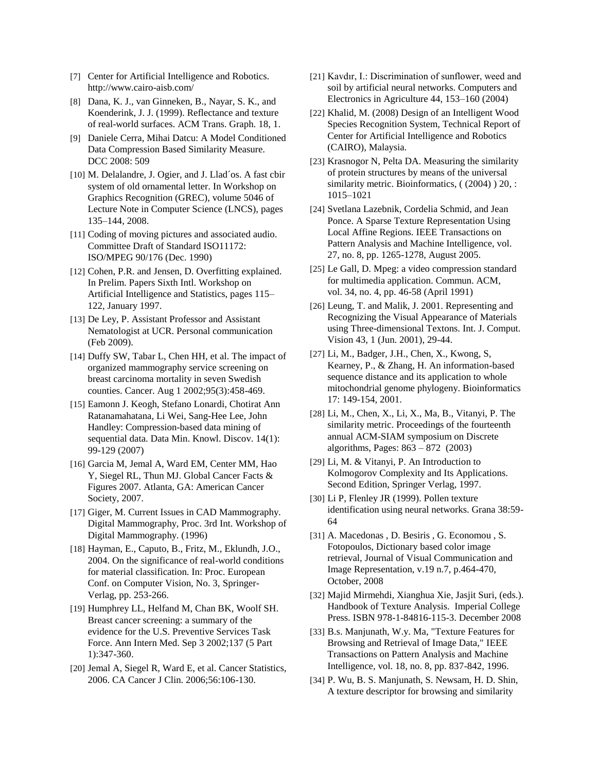[7] Center for Artificial Intelligence and Robotics. http://www.cairo-aisb.com/

[8] Dana, K. J., van Ginneken, B., Nayar, S. K., and Koenderink, J. J. (1999). Reflectance and texture of real-world surfaces. ACM Trans. Graph. 18, 1.

[9] Daniele Cerra, Mihai Datcu: A Model Conditioned Data Compression Based Similarity Measure. DCC 2008: 509

[10] M. Delalandre, J. Ogier, and J. Llad´os. A fast cbir system of old ornamental letter. In Workshop on Graphics Recognition (GREC), volume 5046 of Lecture Note in Computer Science (LNCS), pages 135–144, 2008.

[11] Coding of moving pictures and associated audio. Committee Draft of Standard ISO11172: ISO/MPEG 90/176 (Dec. 1990)

[12] Cohen, P.R. and Jensen, D. Overfitting explained. In Prelim. Papers Sixth Intl. Workshop on Artificial Intelligence and Statistics, pages 115–122, January 1997.

[13] De Ley, P. Assistant Professor and Assistant Nematologist at UCR. Personal communication (Feb 2009).

[14] Duffy SW, Tabar L, Chen HH, et al. The impact of organized mammography service screening on breast carcinoma mortality in seven Swedish counties. Cancer. Aug 1 2002;95(3):458-469.

[15] Eamonn J. Keogh, Stefano Lonardi, Chotirat Ann Ratanamahatana, Li Wei, Sang-Hee Lee, John Handley: Compression-based data mining of sequential data. Data Min. Knowl. Discov. 14(1): 99-129 (2007)

[16] Garcia M, Jemal A, Ward EM, Center MM, Hao Y, Siegel RL, Thun MJ. Global Cancer Facts & Figures 2007. Atlanta, GA: American Cancer Society, 2007.

[17] Giger, M. Current Issues in CAD Mammography. Digital Mammography, Proc. 3rd Int. Workshop of Digital Mammography. (1996)

[18] Hayman, E., Caputo, B., Fritz, M., Eklundh, J.O., 2004. On the significance of real-world conditions for material classification. In: Proc. European Conf. on Computer Vision, No. 3, Springer-Verlag, pp. 253-266.

[19] Humphrey LL, Helfand M, Chan BK, Woolf SH. Breast cancer screening: a summary of the evidence for the U.S. Preventive Services Task Force. Ann Intern Med. Sep 3 2002;137 (5 Part 1):347-360.

[20] Jemal A, Siegel R, Ward E, et al. Cancer Statistics, 2006. CA Cancer J Clin. 2006;56:106-130.

[21] Kavdır, I.: Discrimination of sunflower, weed and soil by artificial neural networks. Computers and Electronics in Agriculture 44, 153–160 (2004)

[22] Khalid, M. (2008) Design of an Intelligent Wood Species Recognition System, Technical Report of Center for Artificial Intelligence and Robotics (CAIRO), Malaysia.

[23] Krasnogor N, Pelta DA. Measuring the similarity of protein structures by means of the universal similarity metric. Bioinformatics, ( (2004) ) 20, : 1015–1021

[24] Svetlana Lazebnik, Cordelia Schmid, and Jean Ponce. A Sparse Texture Representation Using Local Affine Regions. IEEE Transactions on Pattern Analysis and Machine Intelligence, vol. 27, no. 8, pp. 1265-1278, August 2005.

[25] Le Gall, D. Mpeg: a video compression standard for multimedia application. Commun. ACM, vol. 34, no. 4, pp. 46-58 (April 1991)

[26] Leung, T. and Malik, J. 2001. Representing and Recognizing the Visual Appearance of Materials using Three-dimensional Textons. Int. J. Comput. Vision 43, 1 (Jun. 2001), 29-44.

[27] Li, M., Badger, J.H., Chen, X., Kwong, S, Kearney, P., & Zhang, H. An information-based sequence distance and its application to whole mitochondrial genome phylogeny. Bioinformatics 17: 149-154, 2001.

[28] Li, M., Chen, X., Li, X., Ma, B., Vitanyi, P. The similarity metric. Proceedings of the fourteenth annual ACM-SIAM symposium on Discrete algorithms, Pages: 863 – 872 (2003)

[29] Li, M. & Vitanyi, P. An Introduction to Kolmogorov Complexity and Its Applications. Second Edition, Springer Verlag, 1997.

[30] Li P, Flenley JR (1999). Pollen texture identification using neural networks. Grana 38:59-64

[31] A. Macedonas , D. Besiris , G. Economou , S. Fotopoulos, Dictionary based color image retrieval, Journal of Visual Communication and Image Representation, v.19 n.7, p.464-470, October, 2008

[32] Majid Mirmehdi, Xianghua Xie, Jasjit Suri, (eds.). Handbook of Texture Analysis. Imperial College Press. ISBN 978-1-84816-115-3. December 2008

[33] B.s. Manjunath, W.y. Ma, "Texture Features for Browsing and Retrieval of Image Data," IEEE Transactions on Pattern Analysis and Machine Intelligence, vol. 18, no. 8, pp. 837-842, 1996.

[34] P. Wu, B. S. Manjunath, S. Newsam, H. D. Shin, A texture descriptor for browsing and similarity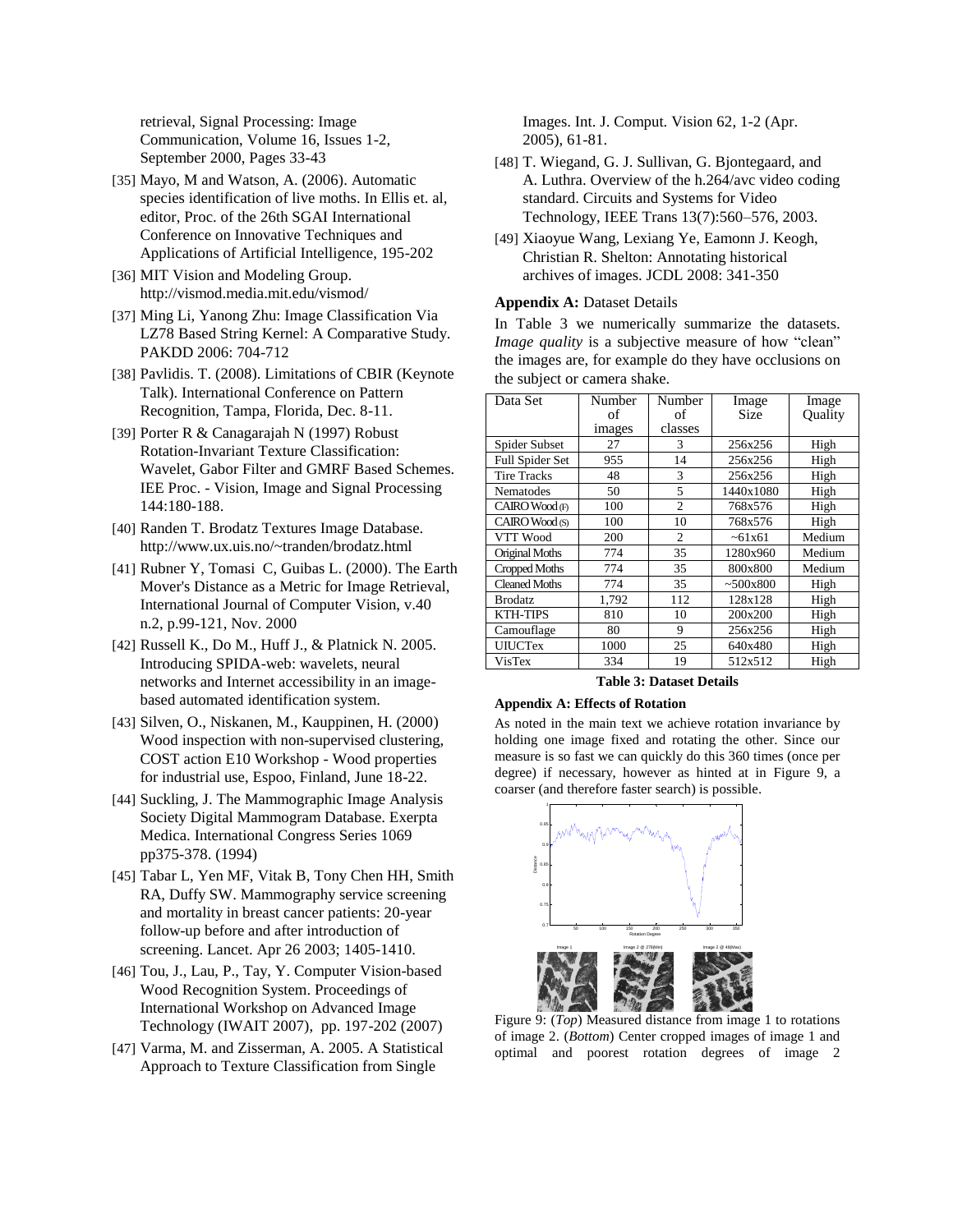retrieval, Signal Processing: Image Communication, Volume 16, Issues 1-2, September 2000, Pages 33-43

[35] Mayo, M and Watson, A. (2006). Automatic species identification of live moths. In Ellis et. al, editor, Proc. of the 26th SGAI International Conference on Innovative Techniques and Applications of Artificial Intelligence, 195-202

[36] MIT Vision and Modeling Group. http://vismod.media.mit.edu/vismod/

[37] Ming Li, Yanong Zhu: Image Classification Via LZ78 Based String Kernel: A Comparative Study. PAKDD 2006: 704-712

[38] Pavlidis. T. (2008). Limitations of CBIR (Keynote Talk). International Conference on Pattern Recognition, Tampa, Florida, Dec. 8-11.

[39] Porter R & Canagarajah N (1997) Robust Rotation-Invariant Texture Classification: Wavelet, Gabor Filter and GMRF Based Schemes. IEE Proc. - Vision, Image and Signal Processing 144:180-188.

[40] Randen T. Brodatz Textures Image Database. http://www.ux.uis.no/~tranden/brodatz.html

[41] Rubner Y, Tomasi C, Guibas L. (2000). The Earth Mover's Distance as a Metric for Image Retrieval, International Journal of Computer Vision, v.40 n.2, p.99-121, Nov. 2000

[42] Russell K., Do M., Huff J., & Platnick N. 2005. Introducing SPIDA-web: wavelets, neural networks and Internet accessibility in an image-based automated identification system.

[43] Silven, O., Niskanen, M., Kauppinen, H. (2000) Wood inspection with non-supervised clustering, COST action E10 Workshop - Wood properties for industrial use, Espoo, Finland, June 18-22.

[44] Suckling, J. The Mammographic Image Analysis Society Digital Mammogram Database. Exerpta Medica. International Congress Series 1069 pp375-378. (1994)

[45] Tabar L, Yen MF, Vitak B, Tony Chen HH, Smith RA, Duffy SW. Mammography service screening and mortality in breast cancer patients: 20-year follow-up before and after introduction of screening. Lancet. Apr 26 2003; 1405-1410.

[46] Tou, J., Lau, P., Tay, Y. Computer Vision-based Wood Recognition System. Proceedings of International Workshop on Advanced Image Technology (IWAIT 2007), pp. 197-202 (2007)

[47] Varma, M. and Zisserman, A. 2005. A Statistical Approach to Texture Classification from Single Images. Int. J. Comput. Vision 62, 1-2 (Apr. 2005), 61-81.

[48] T. Wiegand, G. J. Sullivan, G. Bjontegaard, and A. Luthra. Overview of the h.264/avc video coding standard. Circuits and Systems for Video Technology, IEEE Trans 13(7):560–576, 2003.

[49] Xiaoyue Wang, Lexiang Ye, Eamonn J. Keogh, Christian R. Shelton: Annotating historical archives of images. JCDL 2008: 341-350

**Appendix A:** Dataset Details

In Table 3 we numerically summarize the datasets. *Image quality* is a subjective measure of how "clean" the images are, for example do they have occlusions on the subject or camera shake.

| Data Set | Number of images | Number of classes | Image Size | Image Quality |
|---|---|---|---|---|
| Spider Subset | 27 | 3 | 256x256 | High |
| Full Spider Set | 955 | 14 | 256x256 | High |
| Tire Tracks | 48 | 3 | 256x256 | High |
| Nematodes | 50 | 5 | 1440x1080 | High |
| CAIRO Wood (F) | 100 | 2 | 768x576 | High |
| CAIRO Wood (S) | 100 | 10 | 768x576 | High |
| VTT Wood | 200 | 2 | ~61x61 | Medium |
| Original Moths | 774 | 35 | 1280x960 | Medium |
| Cropped Moths | 774 | 35 | 800x800 | Medium |
| Cleaned Moths | 774 | 35 | ~500x800 | High |
| Brodatz | 1,792 | 112 | 128x128 | High |
| KTH-TIPS | 810 | 10 | 200x200 | High |
| Camouflage | 80 | 9 | 256x256 | High |
| UIUCTex | 1000 | 25 | 640x480 | High |
| VisTex | 334 | 19 | 512x512 | High |

**Table 3: Dataset Details**

**Appendix A: Effects of Rotation**

As noted in the main text we achieve rotation invariance by holding one image fixed and rotating the other. Since our measure is so fast we can quickly do this 360 times (once per degree) if necessary, however as hinted at in Figure 9, a coarser (and therefore faster search) is possible.

Figure 9: (*Top*) Measured distance from image 1 to rotations of image 2. (*Bottom*) Center cropped images of image 1 and optimal and poorest rotation degrees of image 2